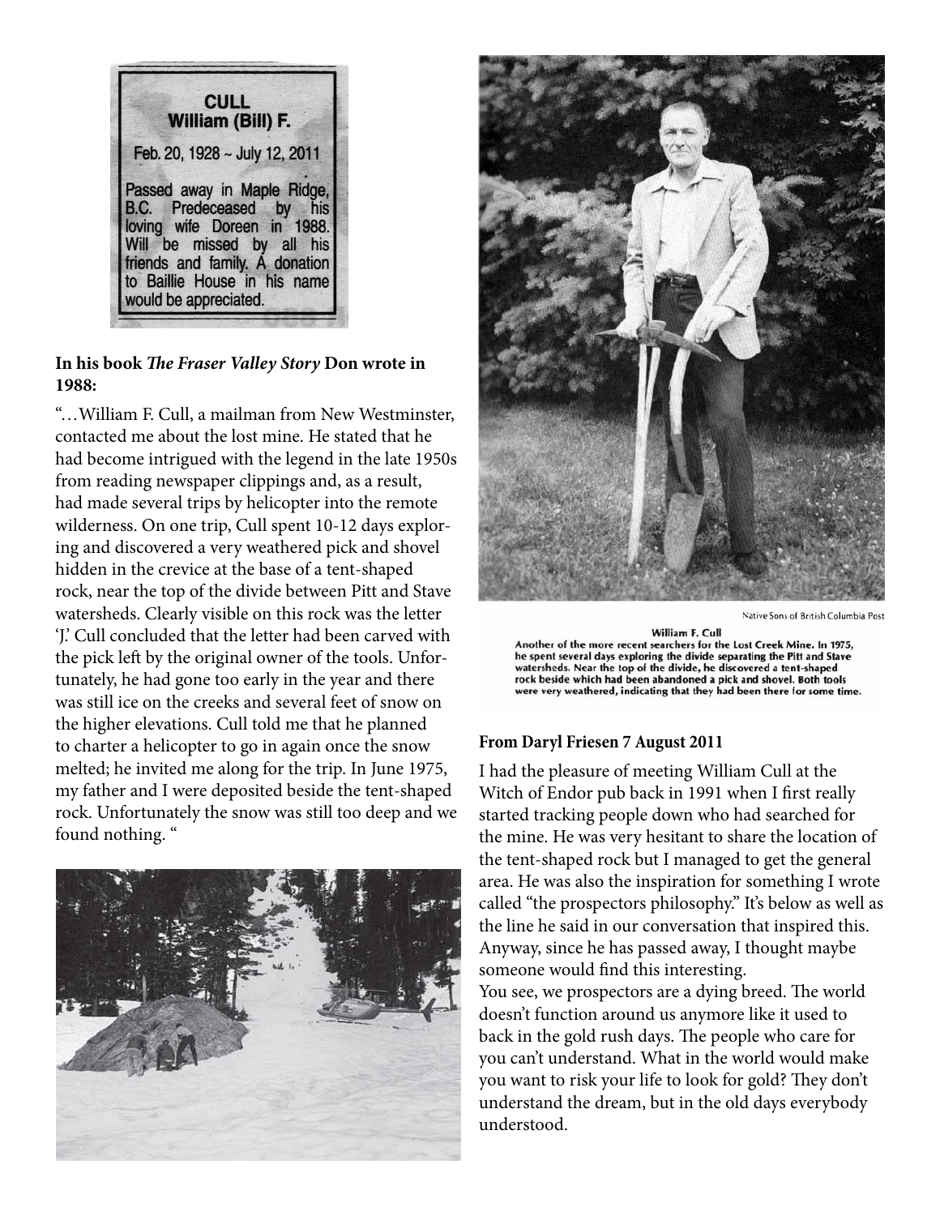**CULL**
**William (Bill) F.**

Feb. 20, 1928 ~ July 12, 2011

Passed away in Maple Ridge, B.C. Predeceased by his loving wife Doreen in 1988. Will be missed by all his friends and family. A donation to Baillie House in his name would be appreciated.

**In his book *The Fraser Valley Story* Don wrote in 1988:**

"…William F. Cull, a mailman from New Westminster, contacted me about the lost mine. He stated that he had become intrigued with the legend in the late 1950s from reading newspaper clippings and, as a result, had made several trips by helicopter into the remote wilderness. On one trip, Cull spent 10-12 days exploring and discovered a very weathered pick and shovel hidden in the crevice at the base of a tent-shaped rock, near the top of the divide between Pitt and Stave watersheds. Clearly visible on this rock was the letter 'J.' Cull concluded that the letter had been carved with the pick left by the original owner of the tools. Unfortunately, he had gone too early in the year and there was still ice on the creeks and several feet of snow on the higher elevations. Cull told me that he planned to charter a helicopter to go in again once the snow melted; he invited me along for the trip. In June 1975, my father and I were deposited beside the tent-shaped rock. Unfortunately the snow was still too deep and we found nothing. "

Native Sons of British Columbia Post

**William F. Cull**
Another of the more recent searchers for the Lost Creek Mine. In 1975, he spent several days exploring the divide separating the Pitt and Stave watersheds. Near the top of the divide, he discovered a tent-shaped rock beside which had been abandoned a pick and shovel. Both tools were very weathered, indicating that they had been there for some time.

**From Daryl Friesen 7 August 2011**

I had the pleasure of meeting William Cull at the Witch of Endor pub back in 1991 when I first really started tracking people down who had searched for the mine. He was very hesitant to share the location of the tent-shaped rock but I managed to get the general area. He was also the inspiration for something I wrote called "the prospectors philosophy." It's below as well as the line he said in our conversation that inspired this. Anyway, since he has passed away, I thought maybe someone would find this interesting.

You see, we prospectors are a dying breed. The world doesn't function around us anymore like it used to back in the gold rush days. The people who care for you can't understand. What in the world would make you want to risk your life to look for gold? They don't understand the dream, but in the old days everybody understood.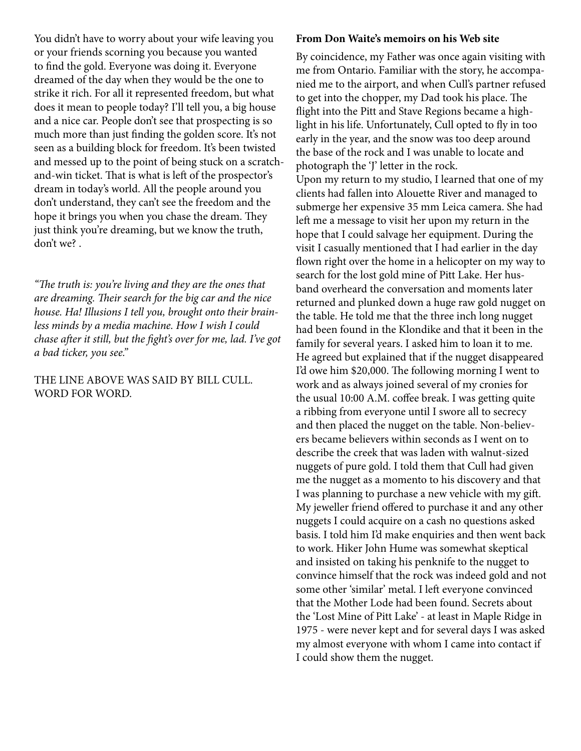You didn't have to worry about your wife leaving you or your friends scorning you because you wanted to find the gold. Everyone was doing it. Everyone dreamed of the day when they would be the one to strike it rich. For all it represented freedom, but what does it mean to people today? I'll tell you, a big house and a nice car. People don't see that prospecting is so much more than just finding the golden score. It's not seen as a building block for freedom. It's been twisted and messed up to the point of being stuck on a scratch-and-win ticket. That is what is left of the prospector's dream in today's world. All the people around you don't understand, they can't see the freedom and the hope it brings you when you chase the dream. They just think you're dreaming, but we know the truth, don't we? .

*"The truth is: you're living and they are the ones that are dreaming. Their search for the big car and the nice house. Ha! Illusions I tell you, brought onto their brainless minds by a media machine. How I wish I could chase after it still, but the fight's over for me, lad. I've got a bad ticker, you see."*

THE LINE ABOVE WAS SAID BY BILL CULL. WORD FOR WORD.

**From Don Waite's memoirs on his Web site**

By coincidence, my Father was once again visiting with me from Ontario. Familiar with the story, he accompanied me to the airport, and when Cull's partner refused to get into the chopper, my Dad took his place. The flight into the Pitt and Stave Regions became a highlight in his life. Unfortunately, Cull opted to fly in too early in the year, and the snow was too deep around the base of the rock and I was unable to locate and photograph the 'J' letter in the rock.

Upon my return to my studio, I learned that one of my clients had fallen into Alouette River and managed to submerge her expensive 35 mm Leica camera. She had left me a message to visit her upon my return in the hope that I could salvage her equipment. During the visit I casually mentioned that I had earlier in the day flown right over the home in a helicopter on my way to search for the lost gold mine of Pitt Lake. Her husband overheard the conversation and moments later returned and plunked down a huge raw gold nugget on the table. He told me that the three inch long nugget had been found in the Klondike and that it been in the family for several years. I asked him to loan it to me. He agreed but explained that if the nugget disappeared I'd owe him $20,000. The following morning I went to work and as always joined several of my cronies for the usual 10:00 A.M. coffee break. I was getting quite a ribbing from everyone until I swore all to secrecy and then placed the nugget on the table. Non-believers became believers within seconds as I went on to describe the creek that was laden with walnut-sized nuggets of pure gold. I told them that Cull had given me the nugget as a momento to his discovery and that I was planning to purchase a new vehicle with my gift. My jeweller friend offered to purchase it and any other nuggets I could acquire on a cash no questions asked basis. I told him I'd make enquiries and then went back to work. Hiker John Hume was somewhat skeptical and insisted on taking his penknife to the nugget to convince himself that the rock was indeed gold and not some other 'similar' metal. I left everyone convinced that the Mother Lode had been found. Secrets about the 'Lost Mine of Pitt Lake' - at least in Maple Ridge in 1975 - were never kept and for several days I was asked my almost everyone with whom I came into contact if I could show them the nugget.